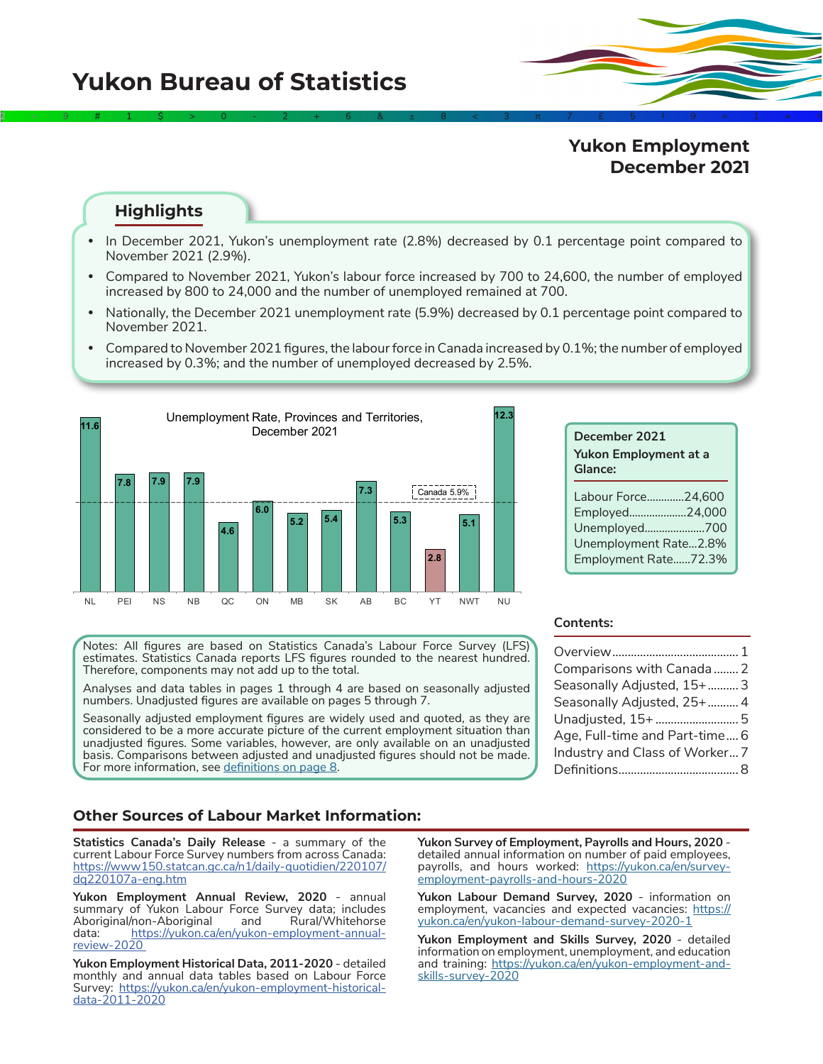# Yukon Bureau of Statistics

## Yukon Employment December 2021

### Highlights

- In December 2021, Yukon's unemployment rate (2.8%) decreased by 0.1 percentage point compared to November 2021 (2.9%).
- Compared to November 2021, Yukon's labour force increased by 700 to 24,600, the number of employed increased by 800 to 24,000 and the number of unemployed remained at 700.
- Nationally, the December 2021 unemployment rate (5.9%) decreased by 0.1 percentage point compared to November 2021.
- Compared to November 2021 figures, the labour force in Canada increased by 0.1%; the number of employed increased by 0.3%; and the number of unemployed decreased by 2.5%.

**Unemployment Rate, Provinces and Territories, December 2021**

| NL | PEI | NS | NB | QC | ON | MB | SK | AB | BC | YT | NWT | NU |
|---|---|---|---|---|---|---|---|---|---|---|---|---|
| 11.6 | 7.8 | 7.9 | 7.9 | 4.6 | 6.0 | 5.2 | 5.4 | 7.3 | 5.3 | 2.8 | 5.1 | 12.3 |

Canada 5.9%

**December 2021 Yukon Employment at a Glance:**

| | |
|---|---|
| Labour Force | 24,600 |
| Employed | 24,000 |
| Unemployed | 700 |
| Unemployment Rate | 2.8% |
| Employment Rate | 72.3% |

Notes: All figures are based on Statistics Canada's Labour Force Survey (LFS) estimates. Statistics Canada reports LFS figures rounded to the nearest hundred. Therefore, components may not add up to the total.

Analyses and data tables in pages 1 through 4 are based on seasonally adjusted numbers. Unadjusted figures are available on pages 5 through 7.

Seasonally adjusted employment figures are widely used and quoted, as they are considered to be a more accurate picture of the current employment situation than unadjusted figures. Some variables, however, are only available on an unadjusted basis. Comparisons between adjusted and unadjusted figures should not be made. For more information, see definitions on page 8.

**Contents:**

| | |
|---|---|
| Overview | 1 |
| Comparisons with Canada | 2 |
| Seasonally Adjusted, 15+ | 3 |
| Seasonally Adjusted, 25+ | 4 |
| Unadjusted, 15+ | 5 |
| Age, Full-time and Part-time | 6 |
| Industry and Class of Worker | 7 |
| Definitions | 8 |

### Other Sources of Labour Market Information:

**Statistics Canada's Daily Release** - a summary of the current Labour Force Survey numbers from across Canada: https://www150.statcan.gc.ca/n1/daily-quotidien/220107/dq220107a-eng.htm

**Yukon Employment Annual Review, 2020** - annual summary of Yukon Labour Force Survey data; includes Aboriginal/non-Aboriginal and Rural/Whitehorse data: https://yukon.ca/en/yukon-employment-annual-review-2020

**Yukon Employment Historical Data, 2011-2020** - detailed monthly and annual data tables based on Labour Force Survey: https://yukon.ca/en/yukon-employment-historical-data-2011-2020

**Yukon Survey of Employment, Payrolls and Hours, 2020** - detailed annual information on number of paid employees, payrolls, and hours worked: https://yukon.ca/en/survey-employment-payrolls-and-hours-2020

**Yukon Labour Demand Survey, 2020** - information on employment, vacancies and expected vacancies: https://yukon.ca/en/yukon-labour-demand-survey-2020-1

**Yukon Employment and Skills Survey, 2020** - detailed information on employment, unemployment, and education and training: https://yukon.ca/en/yukon-employment-and-skills-survey-2020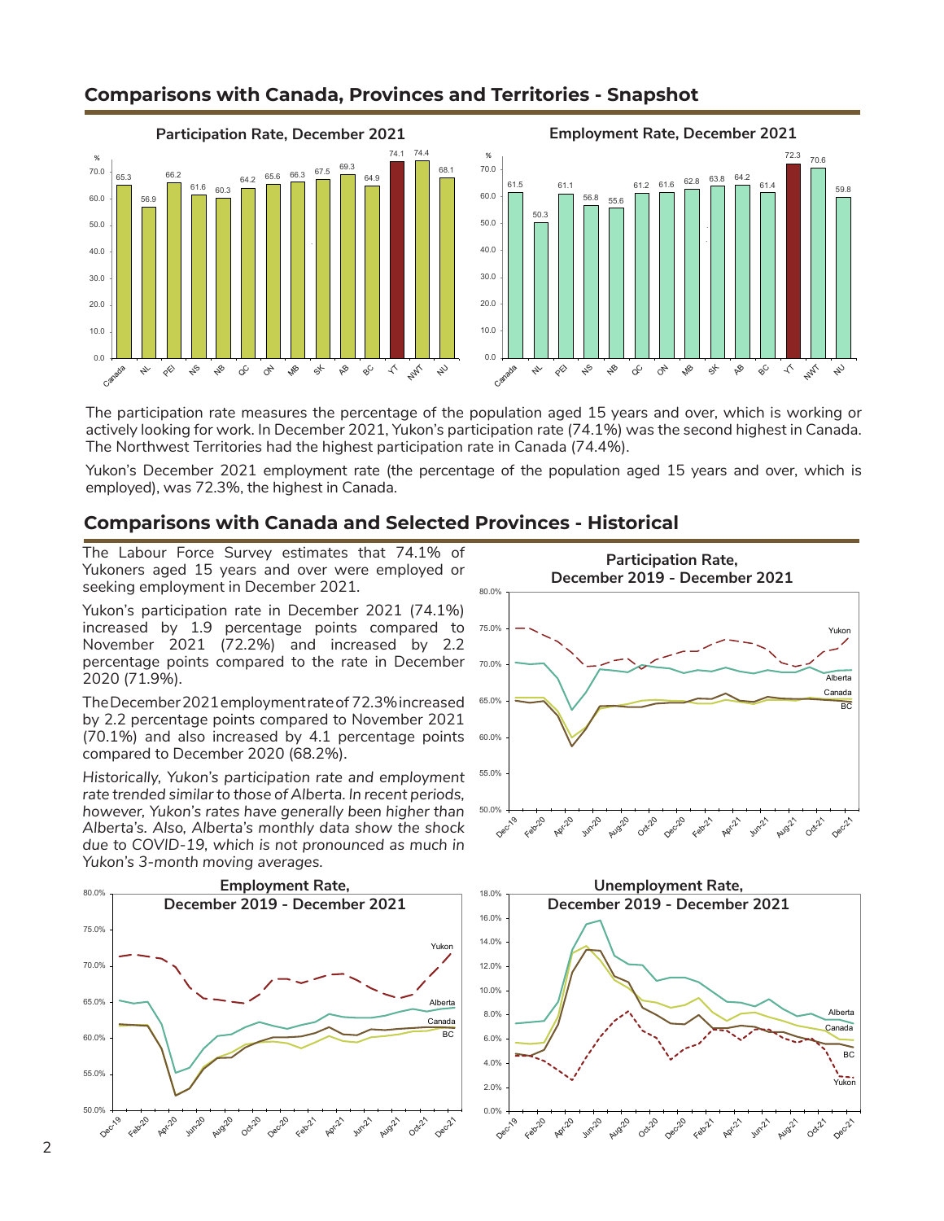## Comparisons with Canada, Provinces and Territories - Snapshot

**Participation Rate, December 2021**

| | Canada | NL | PEI | NS | NB | QC | ON | MB | SK | AB | BC | YT | NWT | NU |
|---|---|---|---|---|---|---|---|---|---|---|---|---|---|---|
| % | 65.3 | 56.9 | 66.2 | 61.6 | 60.3 | 64.2 | 65.6 | 66.3 | 67.5 | 69.3 | 64.9 | 74.1 | 74.4 | 68.1 |

**Employment Rate, December 2021**

| | Canada | NL | PEI | NS | NB | QC | ON | MB | SK | AB | BC | YT | NWT | NU |
|---|---|---|---|---|---|---|---|---|---|---|---|---|---|---|
| % | 61.5 | 50.3 | 61.1 | 56.8 | 55.6 | 61.2 | 61.6 | 62.8 | 63.8 | 64.2 | 61.4 | 72.3 | 70.6 | 59.8 |

The participation rate measures the percentage of the population aged 15 years and over, which is working or actively looking for work. In December 2021, Yukon's participation rate (74.1%) was the second highest in Canada. The Northwest Territories had the highest participation rate in Canada (74.4%).

Yukon's December 2021 employment rate (the percentage of the population aged 15 years and over, which is employed), was 72.3%, the highest in Canada.

## Comparisons with Canada and Selected Provinces - Historical

The Labour Force Survey estimates that 74.1% of Yukoners aged 15 years and over were employed or seeking employment in December 2021.

Yukon's participation rate in December 2021 (74.1%) increased by 1.9 percentage points compared to November 2021 (72.2%) and increased by 2.2 percentage points compared to the rate in December 2020 (71.9%).

The December 2021 employment rate of 72.3% increased by 2.2 percentage points compared to November 2021 (70.1%) and also increased by 4.1 percentage points compared to December 2020 (68.2%).

*Historically, Yukon's participation rate and employment rate trended similar to those of Alberta. In recent periods, however, Yukon's rates have generally been higher than Alberta's. Also, Alberta's monthly data show the shock due to COVID-19, which is not pronounced as much in Yukon's 3-month moving averages.*

**Participation Rate, December 2019 - December 2021**

**Employment Rate, December 2019 - December 2021**

**Unemployment Rate, December 2019 - December 2021**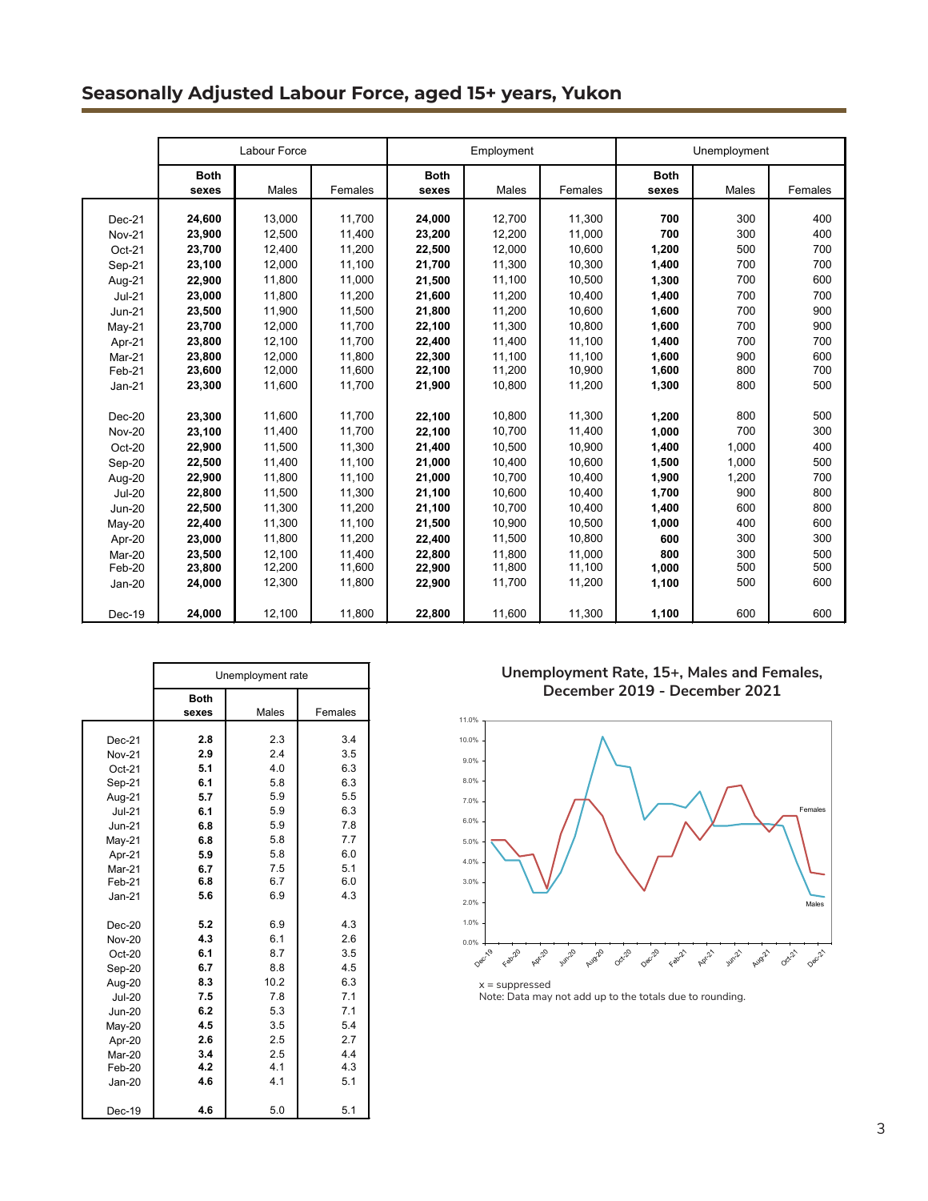## Seasonally Adjusted Labour Force, aged 15+ years, Yukon

| | Labour Force | | | Employment | | | Unemployment | | |
|---|---|---|---|---|---|---|---|---|---|
| | **Both sexes** | Males | Females | **Both sexes** | Males | Females | **Both sexes** | Males | Females |
| Dec-21 | **24,600** | 13,000 | 11,700 | **24,000** | 12,700 | 11,300 | **700** | 300 | 400 |
| Nov-21 | **23,900** | 12,500 | 11,400 | **23,200** | 12,200 | 11,000 | **700** | 300 | 400 |
| Oct-21 | **23,700** | 12,400 | 11,200 | **22,500** | 12,000 | 10,600 | **1,200** | 500 | 700 |
| Sep-21 | **23,100** | 12,000 | 11,100 | **21,700** | 11,300 | 10,300 | **1,400** | 700 | 700 |
| Aug-21 | **22,900** | 11,800 | 11,000 | **21,500** | 11,100 | 10,500 | **1,300** | 700 | 600 |
| Jul-21 | **23,000** | 11,800 | 11,200 | **21,600** | 11,200 | 10,400 | **1,400** | 700 | 700 |
| Jun-21 | **23,500** | 11,900 | 11,500 | **21,800** | 11,200 | 10,600 | **1,600** | 700 | 900 |
| May-21 | **23,700** | 12,000 | 11,700 | **22,100** | 11,300 | 10,800 | **1,600** | 700 | 900 |
| Apr-21 | **23,800** | 12,100 | 11,700 | **22,400** | 11,400 | 11,100 | **1,400** | 700 | 700 |
| Mar-21 | **23,800** | 12,000 | 11,800 | **22,300** | 11,100 | 11,100 | **1,600** | 900 | 600 |
| Feb-21 | **23,600** | 12,000 | 11,600 | **22,100** | 11,200 | 10,900 | **1,600** | 800 | 700 |
| Jan-21 | **23,300** | 11,600 | 11,700 | **21,900** | 10,800 | 11,200 | **1,300** | 800 | 500 |
| | | | | | | | | | |
| Dec-20 | **23,300** | 11,600 | 11,700 | **22,100** | 10,800 | 11,300 | **1,200** | 800 | 500 |
| Nov-20 | **23,100** | 11,400 | 11,700 | **22,100** | 10,700 | 11,400 | **1,000** | 700 | 300 |
| Oct-20 | **22,900** | 11,500 | 11,300 | **21,400** | 10,500 | 10,900 | **1,400** | 1,000 | 400 |
| Sep-20 | **22,500** | 11,400 | 11,100 | **21,000** | 10,400 | 10,600 | **1,500** | 1,000 | 500 |
| Aug-20 | **22,900** | 11,800 | 11,100 | **21,000** | 10,700 | 10,400 | **1,900** | 1,200 | 700 |
| Jul-20 | **22,800** | 11,500 | 11,300 | **21,100** | 10,600 | 10,400 | **1,700** | 900 | 800 |
| Jun-20 | **22,500** | 11,300 | 11,200 | **21,100** | 10,700 | 10,400 | **1,400** | 600 | 800 |
| May-20 | **22,400** | 11,300 | 11,100 | **21,500** | 10,900 | 10,500 | **1,000** | 400 | 600 |
| Apr-20 | **23,000** | 11,800 | 11,200 | **22,400** | 11,500 | 10,800 | **600** | 300 | 300 |
| Mar-20 | **23,500** | 12,100 | 11,400 | **22,800** | 11,800 | 11,000 | **800** | 300 | 500 |
| Feb-20 | **23,800** | 12,200 | 11,600 | **22,900** | 11,800 | 11,100 | **1,000** | 500 | 500 |
| Jan-20 | **24,000** | 12,300 | 11,800 | **22,900** | 11,700 | 11,200 | **1,100** | 500 | 600 |
| | | | | | | | | | |
| Dec-19 | **24,000** | 12,100 | 11,800 | **22,800** | 11,600 | 11,300 | **1,100** | 600 | 600 |

| | Unemployment rate | | |
|---|---|---|---|
| | **Both sexes** | Males | Females |
| Dec-21 | **2.8** | 2.3 | 3.4 |
| Nov-21 | **2.9** | 2.4 | 3.5 |
| Oct-21 | **5.1** | 4.0 | 6.3 |
| Sep-21 | **6.1** | 5.8 | 6.3 |
| Aug-21 | **5.7** | 5.9 | 5.5 |
| Jul-21 | **6.1** | 5.9 | 6.3 |
| Jun-21 | **6.8** | 5.9 | 7.8 |
| May-21 | **6.8** | 5.8 | 7.7 |
| Apr-21 | **5.9** | 5.8 | 6.0 |
| Mar-21 | **6.7** | 7.5 | 5.1 |
| Feb-21 | **6.8** | 6.7 | 6.0 |
| Jan-21 | **5.6** | 6.9 | 4.3 |
| | | | |
| Dec-20 | **5.2** | 6.9 | 4.3 |
| Nov-20 | **4.3** | 6.1 | 2.6 |
| Oct-20 | **6.1** | 8.7 | 3.5 |
| Sep-20 | **6.7** | 8.8 | 4.5 |
| Aug-20 | **8.3** | 10.2 | 6.3 |
| Jul-20 | **7.5** | 7.8 | 7.1 |
| Jun-20 | **6.2** | 5.3 | 7.1 |
| May-20 | **4.5** | 3.5 | 5.4 |
| Apr-20 | **2.6** | 2.5 | 2.7 |
| Mar-20 | **3.4** | 2.5 | 4.4 |
| Feb-20 | **4.2** | 4.1 | 4.3 |
| Jan-20 | **4.6** | 4.1 | 5.1 |
| | | | |
| Dec-19 | **4.6** | 5.0 | 5.1 |

**Unemployment Rate, 15+, Males and Females, December 2019 - December 2021**

x = suppressed
Note: Data may not add up to the totals due to rounding.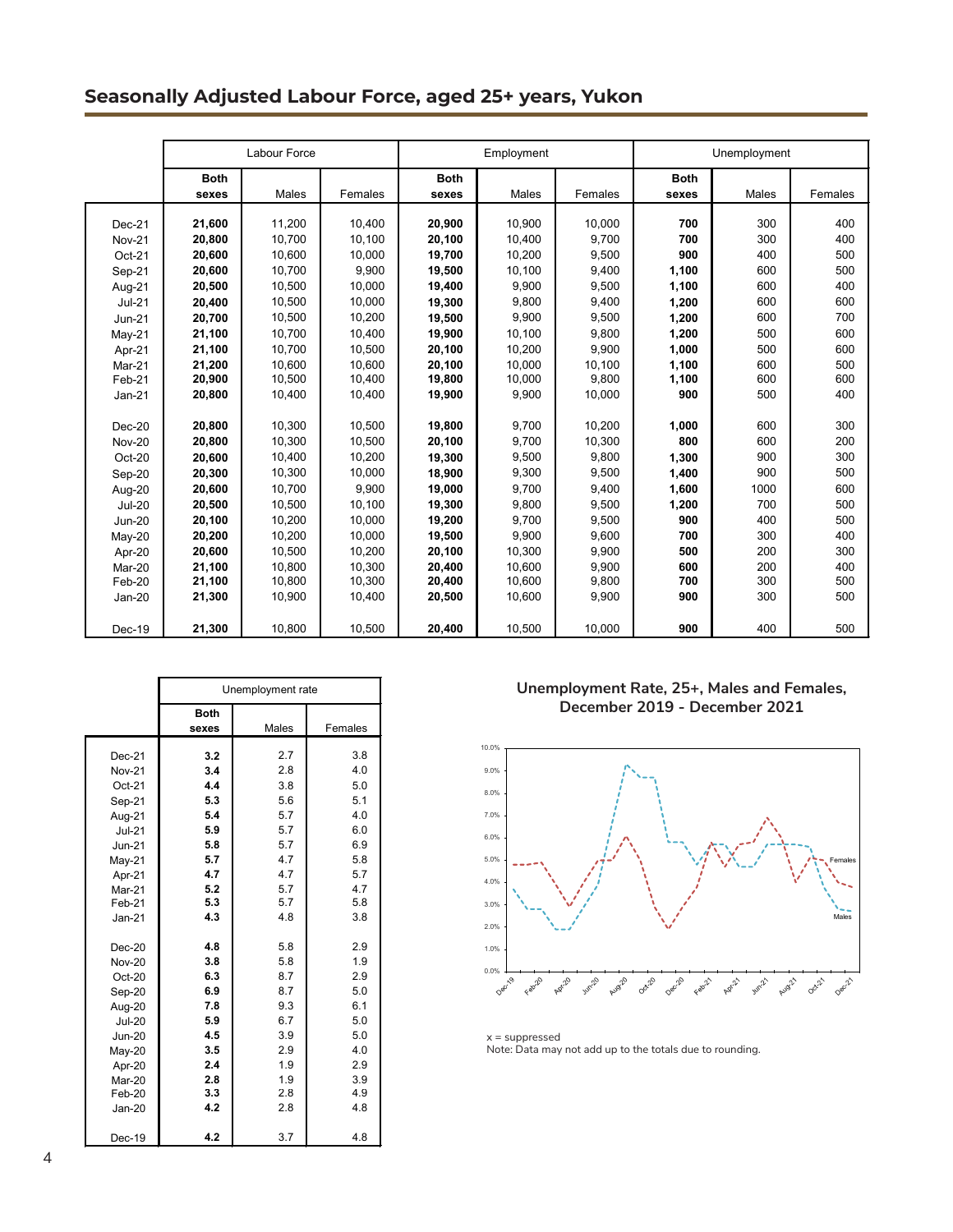## Seasonally Adjusted Labour Force, aged 25+ years, Yukon

| | Labour Force | | | Employment | | | Unemployment | | |
|---|---|---|---|---|---|---|---|---|---|
| | **Both sexes** | Males | Females | **Both sexes** | Males | Females | **Both sexes** | Males | Females |
| Dec-21 | **21,600** | 11,200 | 10,400 | **20,900** | 10,900 | 10,000 | **700** | 300 | 400 |
| Nov-21 | **20,800** | 10,700 | 10,100 | **20,100** | 10,400 | 9,700 | **700** | 300 | 400 |
| Oct-21 | **20,600** | 10,600 | 10,000 | **19,700** | 10,200 | 9,500 | **900** | 400 | 500 |
| Sep-21 | **20,600** | 10,700 | 9,900 | **19,500** | 10,100 | 9,400 | **1,100** | 600 | 500 |
| Aug-21 | **20,500** | 10,500 | 10,000 | **19,400** | 9,900 | 9,500 | **1,100** | 600 | 400 |
| Jul-21 | **20,400** | 10,500 | 10,000 | **19,300** | 9,800 | 9,400 | **1,200** | 600 | 600 |
| Jun-21 | **20,700** | 10,500 | 10,200 | **19,500** | 9,900 | 9,500 | **1,200** | 600 | 700 |
| May-21 | **21,100** | 10,700 | 10,400 | **19,900** | 10,100 | 9,800 | **1,200** | 500 | 600 |
| Apr-21 | **21,100** | 10,700 | 10,500 | **20,100** | 10,200 | 9,900 | **1,000** | 500 | 600 |
| Mar-21 | **21,200** | 10,600 | 10,600 | **20,100** | 10,000 | 10,100 | **1,100** | 600 | 500 |
| Feb-21 | **20,900** | 10,500 | 10,400 | **19,800** | 10,000 | 9,800 | **1,100** | 600 | 600 |
| Jan-21 | **20,800** | 10,400 | 10,400 | **19,900** | 9,900 | 10,000 | **900** | 500 | 400 |
| | | | | | | | | | |
| Dec-20 | **20,800** | 10,300 | 10,500 | **19,800** | 9,700 | 10,200 | **1,000** | 600 | 300 |
| Nov-20 | **20,800** | 10,300 | 10,500 | **20,100** | 9,700 | 10,300 | **800** | 600 | 200 |
| Oct-20 | **20,600** | 10,400 | 10,200 | **19,300** | 9,500 | 9,800 | **1,300** | 900 | 300 |
| Sep-20 | **20,300** | 10,300 | 10,000 | **18,900** | 9,300 | 9,500 | **1,400** | 900 | 500 |
| Aug-20 | **20,600** | 10,700 | 9,900 | **19,000** | 9,700 | 9,400 | **1,600** | 1000 | 600 |
| Jul-20 | **20,500** | 10,500 | 10,100 | **19,300** | 9,800 | 9,500 | **1,200** | 700 | 500 |
| Jun-20 | **20,100** | 10,200 | 10,000 | **19,200** | 9,700 | 9,500 | **900** | 400 | 500 |
| May-20 | **20,200** | 10,200 | 10,000 | **19,500** | 9,900 | 9,600 | **700** | 300 | 400 |
| Apr-20 | **20,600** | 10,500 | 10,200 | **20,100** | 10,300 | 9,900 | **500** | 200 | 300 |
| Mar-20 | **21,100** | 10,800 | 10,300 | **20,400** | 10,600 | 9,900 | **600** | 200 | 400 |
| Feb-20 | **21,100** | 10,800 | 10,300 | **20,400** | 10,600 | 9,800 | **700** | 300 | 500 |
| Jan-20 | **21,300** | 10,900 | 10,400 | **20,500** | 10,600 | 9,900 | **900** | 300 | 500 |
| | | | | | | | | | |
| Dec-19 | **21,300** | 10,800 | 10,500 | **20,400** | 10,500 | 10,000 | **900** | 400 | 500 |

| | Unemployment rate | | |
|---|---|---|---|
| | **Both sexes** | Males | Females |
| Dec-21 | **3.2** | 2.7 | 3.8 |
| Nov-21 | **3.4** | 2.8 | 4.0 |
| Oct-21 | **4.4** | 3.8 | 5.0 |
| Sep-21 | **5.3** | 5.6 | 5.1 |
| Aug-21 | **5.4** | 5.7 | 4.0 |
| Jul-21 | **5.9** | 5.7 | 6.0 |
| Jun-21 | **5.8** | 5.7 | 6.9 |
| May-21 | **5.7** | 4.7 | 5.8 |
| Apr-21 | **4.7** | 4.7 | 5.7 |
| Mar-21 | **5.2** | 5.7 | 4.7 |
| Feb-21 | **5.3** | 5.7 | 5.8 |
| Jan-21 | **4.3** | 4.8 | 3.8 |
| | | | |
| Dec-20 | **4.8** | 5.8 | 2.9 |
| Nov-20 | **3.8** | 5.8 | 1.9 |
| Oct-20 | **6.3** | 8.7 | 2.9 |
| Sep-20 | **6.9** | 8.7 | 5.0 |
| Aug-20 | **7.8** | 9.3 | 6.1 |
| Jul-20 | **5.9** | 6.7 | 5.0 |
| Jun-20 | **4.5** | 3.9 | 5.0 |
| May-20 | **3.5** | 2.9 | 4.0 |
| Apr-20 | **2.4** | 1.9 | 2.9 |
| Mar-20 | **2.8** | 1.9 | 3.9 |
| Feb-20 | **3.3** | 2.8 | 4.9 |
| Jan-20 | **4.2** | 2.8 | 4.8 |
| | | | |
| Dec-19 | **4.2** | 3.7 | 4.8 |

### Unemployment Rate, 25+, Males and Females, December 2019 - December 2021

x = suppressed
Note: Data may not add up to the totals due to rounding.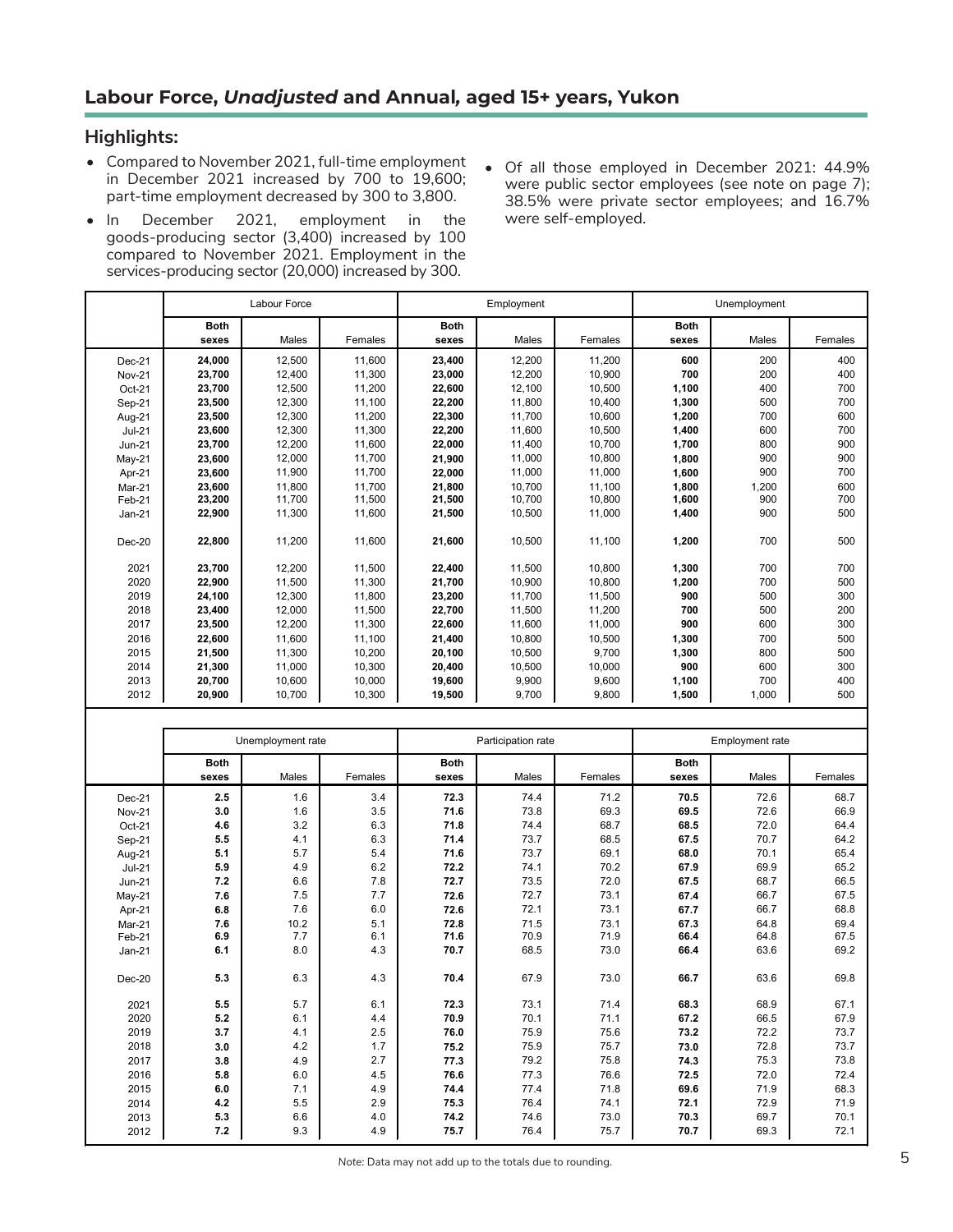## Labour Force, *Unadjusted* and Annual, aged 15+ years, Yukon

### Highlights:

- Compared to November 2021, full-time employment in December 2021 increased by 700 to 19,600; part-time employment decreased by 300 to 3,800.
- In December 2021, employment in the goods-producing sector (3,400) increased by 100 compared to November 2021. Employment in the services-producing sector (20,000) increased by 300.
- Of all those employed in December 2021: 44.9% were public sector employees (see note on page 7); 38.5% were private sector employees; and 16.7% were self-employed.

| | Labour Force | | | Employment | | | Unemployment | | |
|---|---|---|---|---|---|---|---|---|---|
| | **Both sexes** | Males | Females | **Both sexes** | Males | Females | **Both sexes** | Males | Females |
| Dec-21 | **24,000** | 12,500 | 11,600 | **23,400** | 12,200 | 11,200 | **600** | 200 | 400 |
| Nov-21 | **23,700** | 12,400 | 11,300 | **23,000** | 12,200 | 10,900 | **700** | 200 | 400 |
| Oct-21 | **23,700** | 12,500 | 11,200 | **22,600** | 12,100 | 10,500 | **1,100** | 400 | 700 |
| Sep-21 | **23,500** | 12,300 | 11,100 | **22,200** | 11,800 | 10,400 | **1,300** | 500 | 700 |
| Aug-21 | **23,500** | 12,300 | 11,200 | **22,300** | 11,700 | 10,600 | **1,200** | 700 | 600 |
| Jul-21 | **23,600** | 12,300 | 11,300 | **22,200** | 11,600 | 10,500 | **1,400** | 600 | 700 |
| Jun-21 | **23,700** | 12,200 | 11,600 | **22,000** | 11,400 | 10,700 | **1,700** | 800 | 900 |
| May-21 | **23,600** | 12,000 | 11,700 | **21,900** | 11,000 | 10,800 | **1,800** | 900 | 900 |
| Apr-21 | **23,600** | 11,900 | 11,700 | **22,000** | 11,000 | 11,000 | **1,600** | 900 | 700 |
| Mar-21 | **23,600** | 11,800 | 11,700 | **21,800** | 10,700 | 11,100 | **1,800** | 1,200 | 600 |
| Feb-21 | **23,200** | 11,700 | 11,500 | **21,500** | 10,700 | 10,800 | **1,600** | 900 | 700 |
| Jan-21 | **22,900** | 11,300 | 11,600 | **21,500** | 10,500 | 11,000 | **1,400** | 900 | 500 |
| Dec-20 | **22,800** | 11,200 | 11,600 | **21,600** | 10,500 | 11,100 | **1,200** | 700 | 500 |
| 2021 | **23,700** | 12,200 | 11,500 | **22,400** | 11,500 | 10,800 | **1,300** | 700 | 700 |
| 2020 | **22,900** | 11,500 | 11,300 | **21,700** | 10,900 | 10,800 | **1,200** | 700 | 500 |
| 2019 | **24,100** | 12,300 | 11,800 | **23,200** | 11,700 | 11,500 | **900** | 500 | 300 |
| 2018 | **23,400** | 12,000 | 11,500 | **22,700** | 11,500 | 11,200 | **700** | 500 | 200 |
| 2017 | **23,500** | 12,200 | 11,300 | **22,600** | 11,600 | 11,000 | **900** | 600 | 300 |
| 2016 | **22,600** | 11,600 | 11,100 | **21,400** | 10,800 | 10,500 | **1,300** | 700 | 500 |
| 2015 | **21,500** | 11,300 | 10,200 | **20,100** | 10,500 | 9,700 | **1,300** | 800 | 500 |
| 2014 | **21,300** | 11,000 | 10,300 | **20,400** | 10,500 | 10,000 | **900** | 600 | 300 |
| 2013 | **20,700** | 10,600 | 10,000 | **19,600** | 9,900 | 9,600 | **1,100** | 700 | 400 |
| 2012 | **20,900** | 10,700 | 10,300 | **19,500** | 9,700 | 9,800 | **1,500** | 1,000 | 500 |

| | Unemployment rate | | | Participation rate | | | Employment rate | | |
|---|---|---|---|---|---|---|---|---|---|
| | **Both sexes** | Males | Females | **Both sexes** | Males | Females | **Both sexes** | Males | Females |
| Dec-21 | **2.5** | 1.6 | 3.4 | **72.3** | 74.4 | 71.2 | **70.5** | 72.6 | 68.7 |
| Nov-21 | **3.0** | 1.6 | 3.5 | **71.6** | 73.8 | 69.3 | **69.5** | 72.6 | 66.9 |
| Oct-21 | **4.6** | 3.2 | 6.3 | **71.8** | 74.4 | 68.7 | **68.5** | 72.0 | 64.4 |
| Sep-21 | **5.5** | 4.1 | 6.3 | **71.4** | 73.7 | 68.5 | **67.5** | 70.7 | 64.2 |
| Aug-21 | **5.1** | 5.7 | 5.4 | **71.6** | 73.7 | 69.1 | **68.0** | 70.1 | 65.4 |
| Jul-21 | **5.9** | 4.9 | 6.2 | **72.2** | 74.1 | 70.2 | **67.9** | 69.9 | 65.2 |
| Jun-21 | **7.2** | 6.6 | 7.8 | **72.7** | 73.5 | 72.0 | **67.5** | 68.7 | 66.5 |
| May-21 | **7.6** | 7.5 | 7.7 | **72.6** | 72.7 | 73.1 | **67.4** | 66.7 | 67.5 |
| Apr-21 | **6.8** | 7.6 | 6.0 | **72.6** | 72.1 | 73.1 | **67.7** | 66.7 | 68.8 |
| Mar-21 | **7.6** | 10.2 | 5.1 | **72.8** | 71.5 | 73.1 | **67.3** | 64.8 | 69.4 |
| Feb-21 | **6.9** | 7.7 | 6.1 | **71.6** | 70.9 | 71.9 | **66.4** | 64.8 | 67.5 |
| Jan-21 | **6.1** | 8.0 | 4.3 | **70.7** | 68.5 | 73.0 | **66.4** | 63.6 | 69.2 |
| Dec-20 | **5.3** | 6.3 | 4.3 | **70.4** | 67.9 | 73.0 | **66.7** | 63.6 | 69.8 |
| 2021 | **5.5** | 5.7 | 6.1 | **72.3** | 73.1 | 71.4 | **68.3** | 68.9 | 67.1 |
| 2020 | **5.2** | 6.1 | 4.4 | **70.9** | 70.1 | 71.1 | **67.2** | 66.5 | 67.9 |
| 2019 | **3.7** | 4.1 | 2.5 | **76.0** | 75.9 | 75.6 | **73.2** | 72.2 | 73.7 |
| 2018 | **3.0** | 4.2 | 1.7 | **75.2** | 75.9 | 75.7 | **73.0** | 72.8 | 73.7 |
| 2017 | **3.8** | 4.9 | 2.7 | **77.3** | 79.2 | 75.8 | **74.3** | 75.3 | 73.8 |
| 2016 | **5.8** | 6.0 | 4.5 | **76.6** | 77.3 | 76.6 | **72.5** | 72.0 | 72.4 |
| 2015 | **6.0** | 7.1 | 4.9 | **74.4** | 77.4 | 71.8 | **69.6** | 71.9 | 68.3 |
| 2014 | **4.2** | 5.5 | 2.9 | **75.3** | 76.4 | 74.1 | **72.1** | 72.9 | 71.9 |
| 2013 | **5.3** | 6.6 | 4.0 | **74.2** | 74.6 | 73.0 | **70.3** | 69.7 | 70.1 |
| 2012 | **7.2** | 9.3 | 4.9 | **75.7** | 76.4 | 75.7 | **70.7** | 69.3 | 72.1 |

Note: Data may not add up to the totals due to rounding.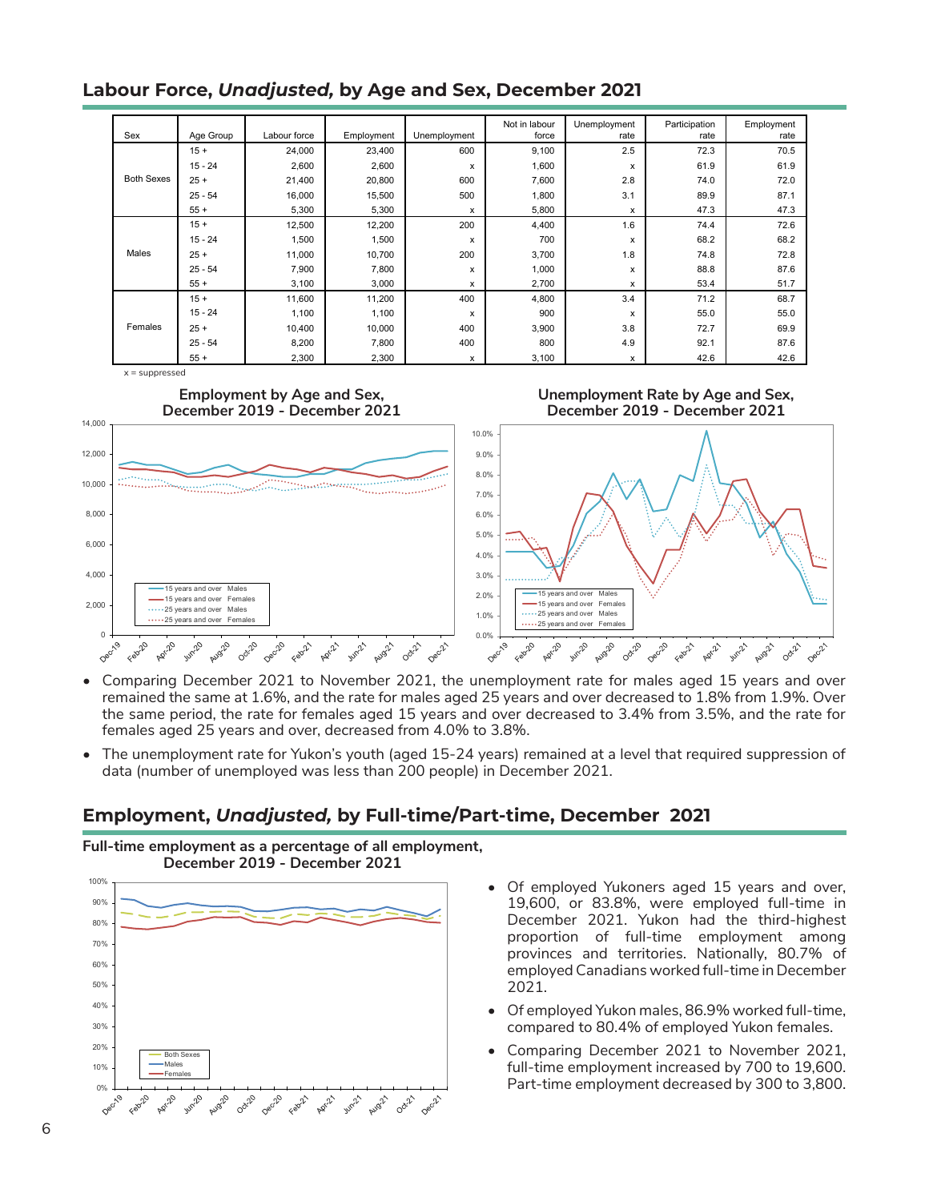## Labour Force, *Unadjusted,* by Age and Sex, December 2021

| Sex | Age Group | Labour force | Employment | Unemployment | Not in labour force | Unemployment rate | Participation rate | Employment rate |
|---|---|---|---|---|---|---|---|---|
| Both Sexes | 15 + | 24,000 | 23,400 | 600 | 9,100 | 2.5 | 72.3 | 70.5 |
| | 15 - 24 | 2,600 | 2,600 | x | 1,600 | x | 61.9 | 61.9 |
| | 25 + | 21,400 | 20,800 | 600 | 7,600 | 2.8 | 74.0 | 72.0 |
| | 25 - 54 | 16,000 | 15,500 | 500 | 1,800 | 3.1 | 89.9 | 87.1 |
| | 55 + | 5,300 | 5,300 | x | 5,800 | x | 47.3 | 47.3 |
| Males | 15 + | 12,500 | 12,200 | 200 | 4,400 | 1.6 | 74.4 | 72.6 |
| | 15 - 24 | 1,500 | 1,500 | x | 700 | x | 68.2 | 68.2 |
| | 25 + | 11,000 | 10,700 | 200 | 3,700 | 1.8 | 74.8 | 72.8 |
| | 25 - 54 | 7,900 | 7,800 | x | 1,000 | x | 88.8 | 87.6 |
| | 55 + | 3,100 | 3,000 | x | 2,700 | x | 53.4 | 51.7 |
| Females | 15 + | 11,600 | 11,200 | 400 | 4,800 | 3.4 | 71.2 | 68.7 |
| | 15 - 24 | 1,100 | 1,100 | x | 900 | x | 55.0 | 55.0 |
| | 25 + | 10,400 | 10,000 | 400 | 3,900 | 3.8 | 72.7 | 69.9 |
| | 25 - 54 | 8,200 | 7,800 | 400 | 800 | 4.9 | 92.1 | 87.6 |
| | 55 + | 2,300 | 2,300 | x | 3,100 | x | 42.6 | 42.6 |

x = suppressed

**Employment by Age and Sex, December 2019 - December 2021**

**Unemployment Rate by Age and Sex, December 2019 - December 2021**

- Comparing December 2021 to November 2021, the unemployment rate for males aged 15 years and over remained the same at 1.6%, and the rate for males aged 25 years and over decreased to 1.8% from 1.9%. Over the same period, the rate for females aged 15 years and over decreased to 3.4% from 3.5%, and the rate for females aged 25 years and over, decreased from 4.0% to 3.8%.
- The unemployment rate for Yukon's youth (aged 15-24 years) remained at a level that required suppression of data (number of unemployed was less than 200 people) in December 2021.

## Employment, *Unadjusted,* by Full-time/Part-time, December 2021

**Full-time employment as a percentage of all employment, December 2019 - December 2021**

- Of employed Yukoners aged 15 years and over, 19,600, or 83.8%, were employed full-time in December 2021. Yukon had the third-highest proportion of full-time employment among provinces and territories. Nationally, 80.7% of employed Canadians worked full-time in December 2021.
- Of employed Yukon males, 86.9% worked full-time, compared to 80.4% of employed Yukon females.
- Comparing December 2021 to November 2021, full-time employment increased by 700 to 19,600. Part-time employment decreased by 300 to 3,800.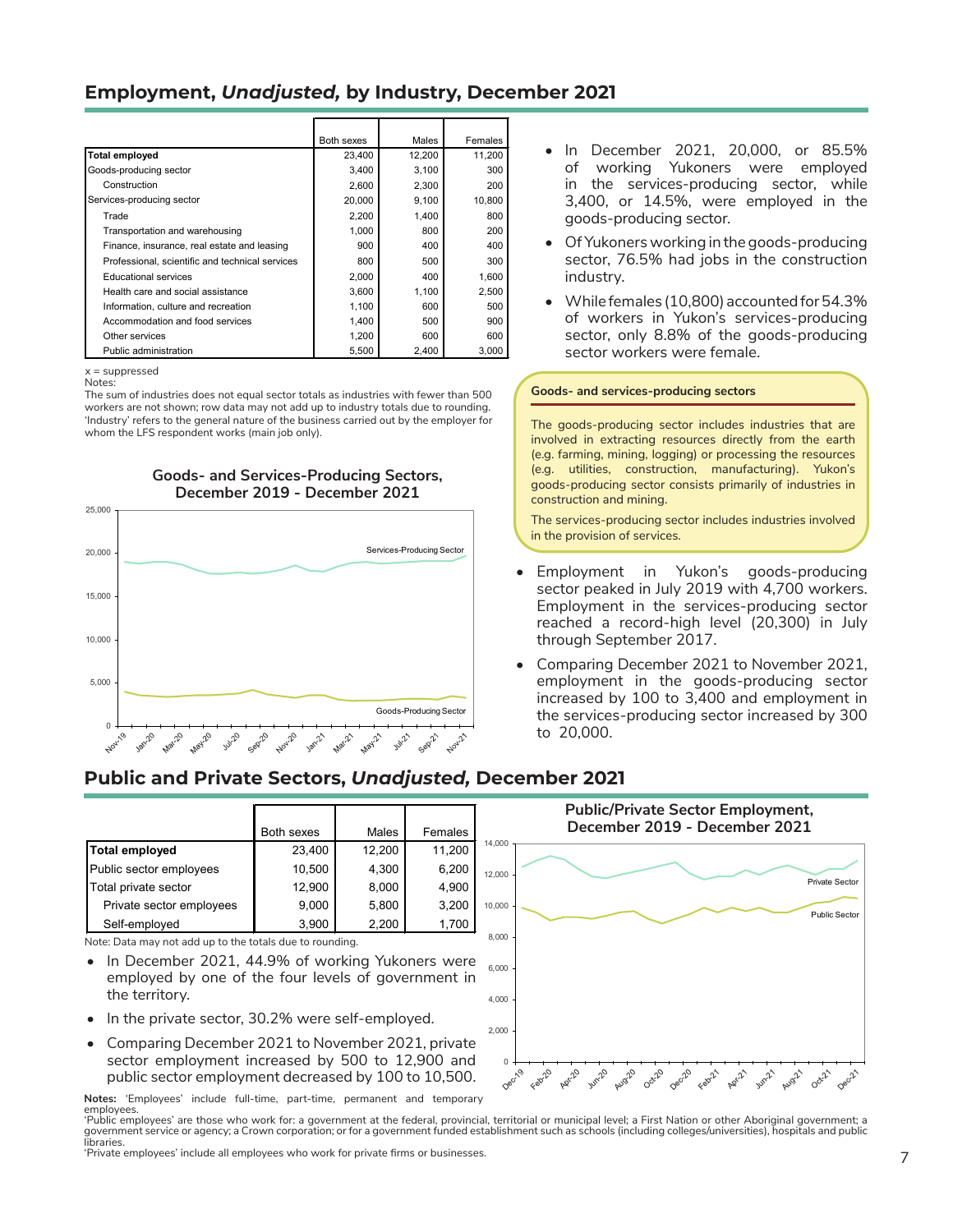## Employment, *Unadjusted,* by Industry, December 2021

| | Both sexes | Males | Females |
|---|---|---|---|
| **Total employed** | 23,400 | 12,200 | 11,200 |
| Goods-producing sector | 3,400 | 3,100 | 300 |
| Construction | 2,600 | 2,300 | 200 |
| Services-producing sector | 20,000 | 9,100 | 10,800 |
| Trade | 2,200 | 1,400 | 800 |
| Transportation and warehousing | 1,000 | 800 | 200 |
| Finance, insurance, real estate and leasing | 900 | 400 | 400 |
| Professional, scientific and technical services | 800 | 500 | 300 |
| Educational services | 2,000 | 400 | 1,600 |
| Health care and social assistance | 3,600 | 1,100 | 2,500 |
| Information, culture and recreation | 1,100 | 600 | 500 |
| Accommodation and food services | 1,400 | 500 | 900 |
| Other services | 1,200 | 600 | 600 |
| Public administration | 5,500 | 2,400 | 3,000 |

x = suppressed
Notes:
The sum of industries does not equal sector totals as industries with fewer than 500 workers are not shown; row data may not add up to industry totals due to rounding.
'Industry' refers to the general nature of the business carried out by the employer for whom the LFS respondent works (main job only).

**Goods- and Services-Producing Sectors, December 2019 - December 2021**

- In December 2021, 20,000, or 85.5% of working Yukoners were employed in the services-producing sector, while 3,400, or 14.5%, were employed in the goods-producing sector.
- Of Yukoners working in the goods-producing sector, 76.5% had jobs in the construction industry.
- While females (10,800) accounted for 54.3% of workers in Yukon's services-producing sector, only 8.8% of the goods-producing sector workers were female.

**Goods- and services-producing sectors**

The goods-producing sector includes industries that are involved in extracting resources directly from the earth (e.g. farming, mining, logging) or processing the resources (e.g. utilities, construction, manufacturing). Yukon's goods-producing sector consists primarily of industries in construction and mining.

The services-producing sector includes industries involved in the provision of services.

- Employment in Yukon's goods-producing sector peaked in July 2019 with 4,700 workers. Employment in the services-producing sector reached a record-high level (20,300) in July through September 2017.
- Comparing December 2021 to November 2021, employment in the goods-producing sector increased by 100 to 3,400 and employment in the services-producing sector increased by 300 to 20,000.

## Public and Private Sectors, *Unadjusted,* December 2021

| | Both sexes | Males | Females |
|---|---|---|---|
| **Total employed** | 23,400 | 12,200 | 11,200 |
| Public sector employees | 10,500 | 4,300 | 6,200 |
| Total private sector | 12,900 | 8,000 | 4,900 |
| Private sector employees | 9,000 | 5,800 | 3,200 |
| Self-employed | 3,900 | 2,200 | 1,700 |

Note: Data may not add up to the totals due to rounding.

- In December 2021, 44.9% of working Yukoners were employed by one of the four levels of government in the territory.
- In the private sector, 30.2% were self-employed.
- Comparing December 2021 to November 2021, private sector employment increased by 500 to 12,900 and public sector employment decreased by 100 to 10,500.

**Public/Private Sector Employment, December 2019 - December 2021**

**Notes:** 'Employees' include full-time, part-time, permanent and temporary employees.
'Public employees' are those who work for: a government at the federal, provincial, territorial or municipal level; a First Nation or other Aboriginal government; a government service or agency; a Crown corporation; or for a government funded establishment such as schools (including colleges/universities), hospitals and public libraries.
'Private employees' include all employees who work for private firms or businesses.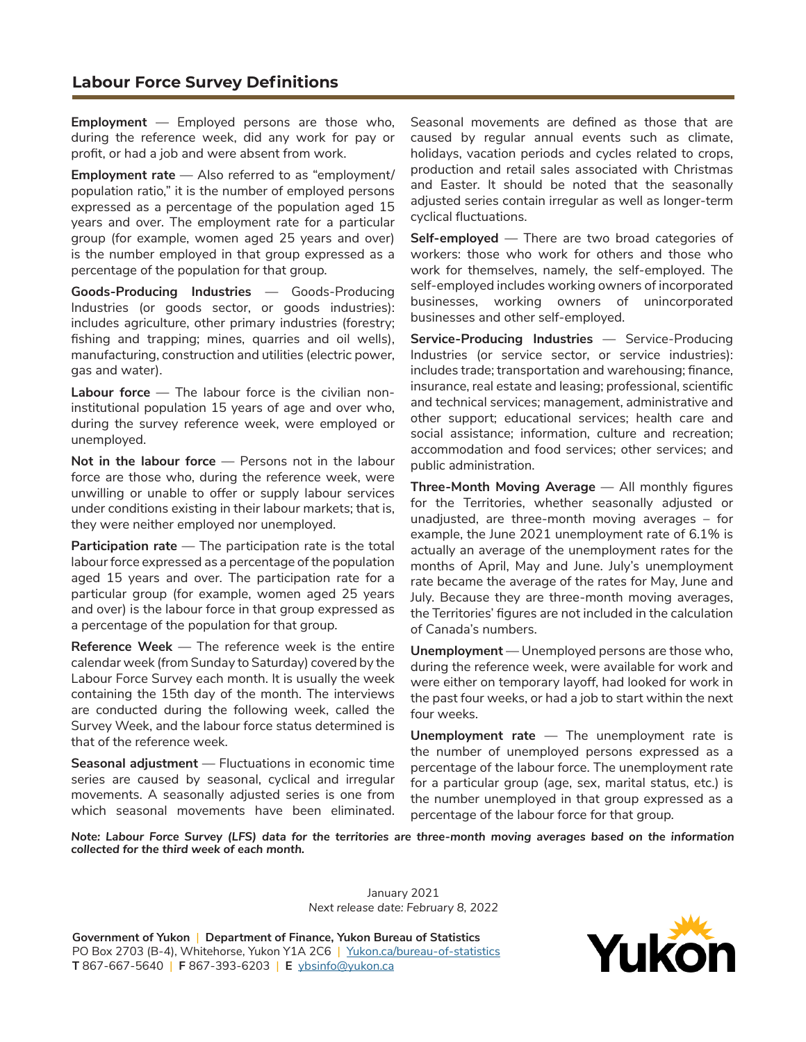## Labour Force Survey Definitions

**Employment** — Employed persons are those who, during the reference week, did any work for pay or profit, or had a job and were absent from work.

**Employment rate** — Also referred to as "employment/ population ratio," it is the number of employed persons expressed as a percentage of the population aged 15 years and over. The employment rate for a particular group (for example, women aged 25 years and over) is the number employed in that group expressed as a percentage of the population for that group.

**Goods-Producing Industries** — Goods-Producing Industries (or goods sector, or goods industries): includes agriculture, other primary industries (forestry; fishing and trapping; mines, quarries and oil wells), manufacturing, construction and utilities (electric power, gas and water).

**Labour force** — The labour force is the civilian non-institutional population 15 years of age and over who, during the survey reference week, were employed or unemployed.

**Not in the labour force** — Persons not in the labour force are those who, during the reference week, were unwilling or unable to offer or supply labour services under conditions existing in their labour markets; that is, they were neither employed nor unemployed.

**Participation rate** — The participation rate is the total labour force expressed as a percentage of the population aged 15 years and over. The participation rate for a particular group (for example, women aged 25 years and over) is the labour force in that group expressed as a percentage of the population for that group.

**Reference Week** — The reference week is the entire calendar week (from Sunday to Saturday) covered by the Labour Force Survey each month. It is usually the week containing the 15th day of the month. The interviews are conducted during the following week, called the Survey Week, and the labour force status determined is that of the reference week.

**Seasonal adjustment** — Fluctuations in economic time series are caused by seasonal, cyclical and irregular movements. A seasonally adjusted series is one from which seasonal movements have been eliminated. Seasonal movements are defined as those that are caused by regular annual events such as climate, holidays, vacation periods and cycles related to crops, production and retail sales associated with Christmas and Easter. It should be noted that the seasonally adjusted series contain irregular as well as longer-term cyclical fluctuations.

**Self-employed** — There are two broad categories of workers: those who work for others and those who work for themselves, namely, the self-employed. The self-employed includes working owners of incorporated businesses, working owners of unincorporated businesses and other self-employed.

**Service-Producing Industries** — Service-Producing Industries (or service sector, or service industries): includes trade; transportation and warehousing; finance, insurance, real estate and leasing; professional, scientific and technical services; management, administrative and other support; educational services; health care and social assistance; information, culture and recreation; accommodation and food services; other services; and public administration.

**Three-Month Moving Average** — All monthly figures for the Territories, whether seasonally adjusted or unadjusted, are three-month moving averages – for example, the June 2021 unemployment rate of 6.1% is actually an average of the unemployment rates for the months of April, May and June. July's unemployment rate became the average of the rates for May, June and July. Because they are three-month moving averages, the Territories' figures are not included in the calculation of Canada's numbers.

**Unemployment** — Unemployed persons are those who, during the reference week, were available for work and were either on temporary layoff, had looked for work in the past four weeks, or had a job to start within the next four weeks.

**Unemployment rate** — The unemployment rate is the number of unemployed persons expressed as a percentage of the labour force. The unemployment rate for a particular group (age, sex, marital status, etc.) is the number unemployed in that group expressed as a percentage of the labour force for that group.

***Note: Labour Force Survey (LFS) data for the territories are three-month moving averages based on the information collected for the third week of each month.***

January 2021

*Next release date: February 8, 2022*

**Government of Yukon | Department of Finance, Yukon Bureau of Statistics**
PO Box 2703 (B-4), Whitehorse, Yukon Y1A 2C6 | Yukon.ca/bureau-of-statistics
**T** 867-667-5640 | **F** 867-393-6203 | **E** ybsinfo@yukon.ca

Yukon